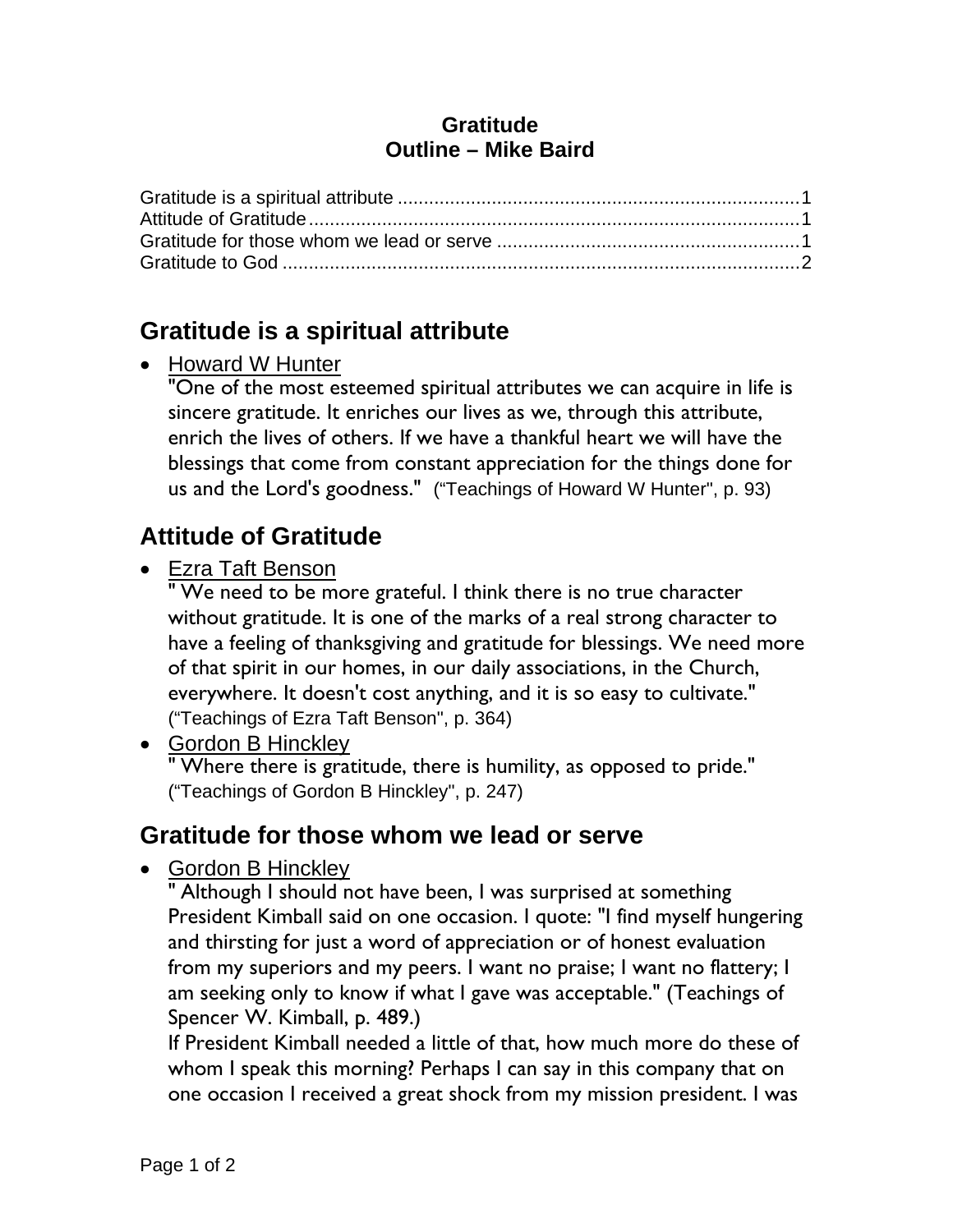**Gratitude**
**Outline – Mike Baird**

Gratitude is a spiritual attribute ............................................................................1
Attitude of Gratitude............................................................................................1
Gratitude for those whom we lead or serve .........................................................1
Gratitude to God .................................................................................................2

## Gratitude is a spiritual attribute

- Howard W Hunter
  "One of the most esteemed spiritual attributes we can acquire in life is sincere gratitude. It enriches our lives as we, through this attribute, enrich the lives of others. If we have a thankful heart we will have the blessings that come from constant appreciation for the things done for us and the Lord's goodness." ("Teachings of Howard W Hunter", p. 93)

## Attitude of Gratitude

- Ezra Taft Benson
  " We need to be more grateful. I think there is no true character without gratitude. It is one of the marks of a real strong character to have a feeling of thanksgiving and gratitude for blessings. We need more of that spirit in our homes, in our daily associations, in the Church, everywhere. It doesn't cost anything, and it is so easy to cultivate." ("Teachings of Ezra Taft Benson", p. 364)
- Gordon B Hinckley
  " Where there is gratitude, there is humility, as opposed to pride." ("Teachings of Gordon B Hinckley", p. 247)

## Gratitude for those whom we lead or serve

- Gordon B Hinckley
  " Although I should not have been, I was surprised at something President Kimball said on one occasion. I quote: "I find myself hungering and thirsting for just a word of appreciation or of honest evaluation from my superiors and my peers. I want no praise; I want no flattery; I am seeking only to know if what I gave was acceptable." (Teachings of Spencer W. Kimball, p. 489.)
  If President Kimball needed a little of that, how much more do these of whom I speak this morning? Perhaps I can say in this company that on one occasion I received a great shock from my mission president. I was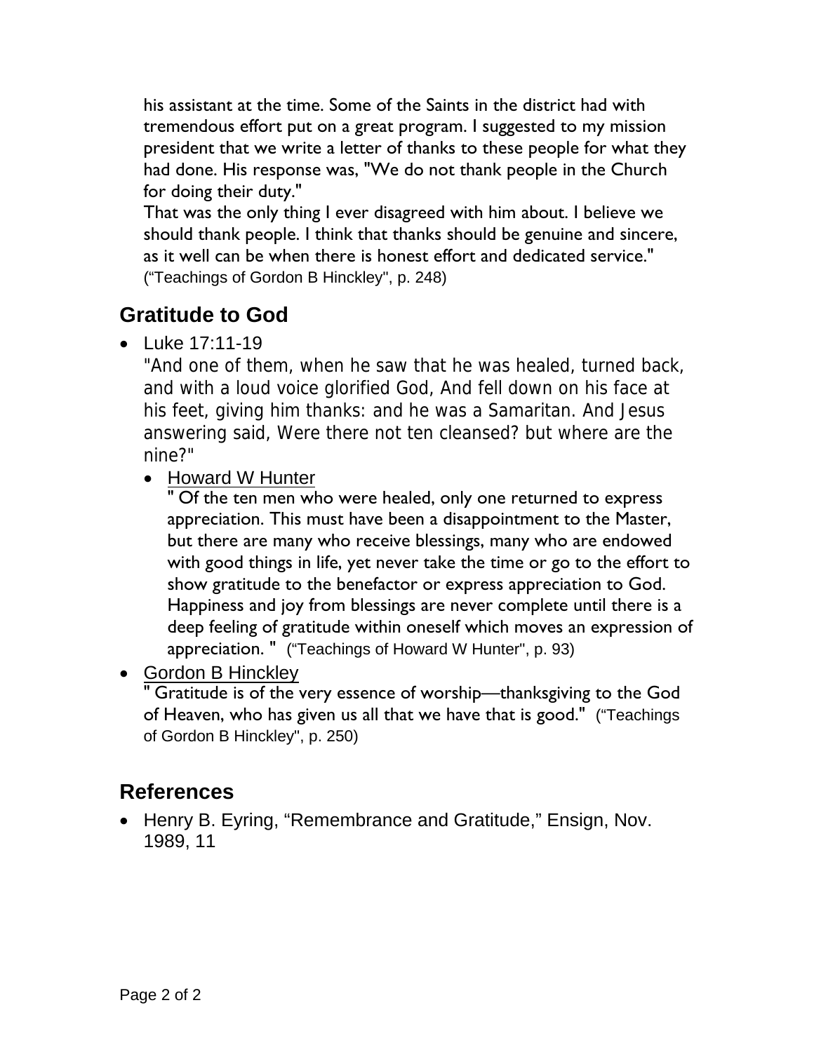his assistant at the time. Some of the Saints in the district had with tremendous effort put on a great program. I suggested to my mission president that we write a letter of thanks to these people for what they had done. His response was, "We do not thank people in the Church for doing their duty."
That was the only thing I ever disagreed with him about. I believe we should thank people. I think that thanks should be genuine and sincere, as it well can be when there is honest effort and dedicated service." ("Teachings of Gordon B Hinckley", p. 248)

## Gratitude to God

- Luke 17:11-19
  "And one of them, when he saw that he was healed, turned back, and with a loud voice glorified God, And fell down on his face at his feet, giving him thanks: and he was a Samaritan. And Jesus answering said, Were there not ten cleansed? but where are the nine?"
  - Howard W Hunter
    " Of the ten men who were healed, only one returned to express appreciation. This must have been a disappointment to the Master, but there are many who receive blessings, many who are endowed with good things in life, yet never take the time or go to the effort to show gratitude to the benefactor or express appreciation to God. Happiness and joy from blessings are never complete until there is a deep feeling of gratitude within oneself which moves an expression of appreciation. " ("Teachings of Howard W Hunter", p. 93)
- Gordon B Hinckley
  " Gratitude is of the very essence of worship—thanksgiving to the God of Heaven, who has given us all that we have that is good." ("Teachings of Gordon B Hinckley", p. 250)

## References

- Henry B. Eyring, "Remembrance and Gratitude," Ensign, Nov. 1989, 11